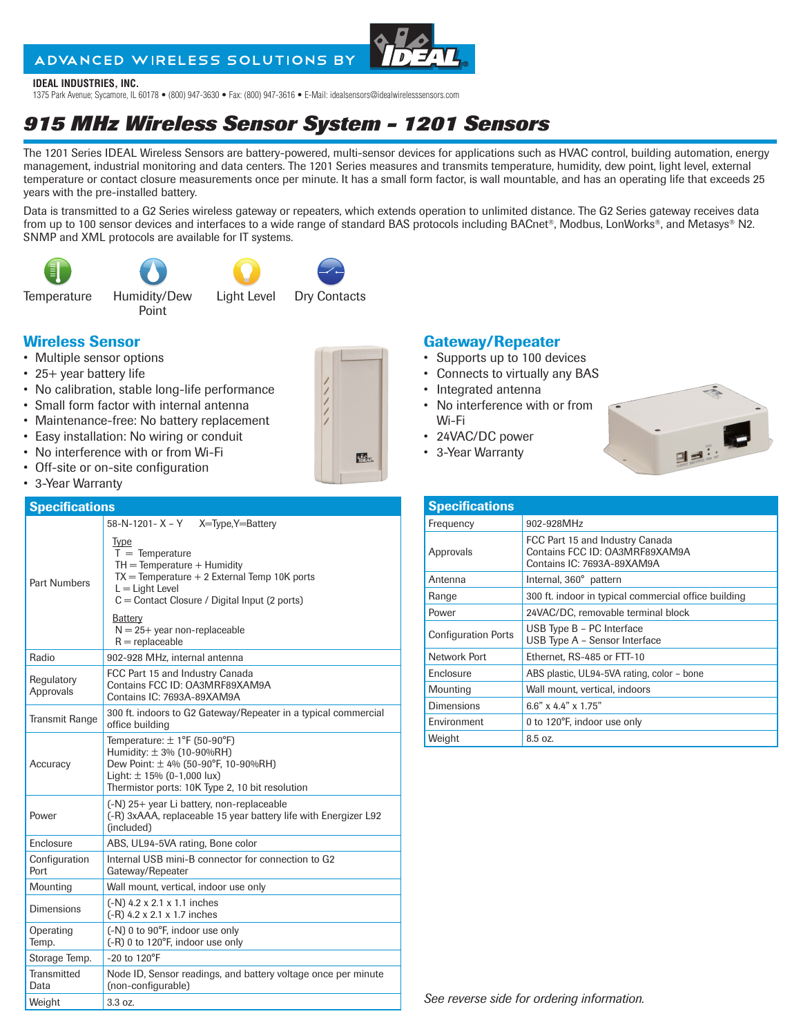ADVANCED WIRELESS SOLUTIONS BY IDEAL

**IDEAL INDUSTRIES, INC.**
1375 Park Avenue; Sycamore, IL 60178 • (800) 947-3630 • Fax: (800) 947-3616 • E-Mail: idealsensors@idealwirelesssensors.com

# *915 MHz Wireless Sensor System – 1201 Sensors*

The 1201 Series IDEAL Wireless Sensors are battery-powered, multi-sensor devices for applications such as HVAC control, building automation, energy management, industrial monitoring and data centers. The 1201 Series measures and transmits temperature, humidity, dew point, light level, external temperature or contact closure measurements once per minute. It has a small form factor, is wall mountable, and has an operating life that exceeds 25 years with the pre-installed battery.

Data is transmitted to a G2 Series wireless gateway or repeaters, which extends operation to unlimited distance. The G2 Series gateway receives data from up to 100 sensor devices and interfaces to a wide range of standard BAS protocols including BACnet®, Modbus, LonWorks®, and Metasys® N2. SNMP and XML protocols are available for IT systems.

Temperature · Humidity/Dew Point · Light Level · Dry Contacts

## Wireless Sensor

- Multiple sensor options
- 25+ year battery life
- No calibration, stable long-life performance
- Small form factor with internal antenna
- Maintenance-free: No battery replacement
- Easy installation: No wiring or conduit
- No interference with or from Wi-Fi
- Off-site or on-site configuration
- 3-Year Warranty

### Specifications

| Specifications | |
|---|---|
| Part Numbers | 58-N-1201- X – Y X=Type,Y=Battery<br>Type<br>T = Temperature<br>TH = Temperature + Humidity<br>TX = Temperature + 2 External Temp 10K ports<br>L = Light Level<br>C = Contact Closure / Digital Input (2 ports)<br>Battery<br>N = 25+ year non-replaceable<br>R = replaceable |
| Radio | 902-928 MHz, internal antenna |
| Regulatory Approvals | FCC Part 15 and Industry Canada<br>Contains FCC ID: OA3MRF89XAM9A<br>Contains IC: 7693A-89XAM9A |
| Transmit Range | 300 ft. indoors to G2 Gateway/Repeater in a typical commercial office building |
| Accuracy | Temperature: ± 1°F (50-90°F)<br>Humidity: ± 3% (10-90%RH)<br>Dew Point: ± 4% (50-90°F, 10-90%RH)<br>Light: ± 15% (0-1,000 lux)<br>Thermistor ports: 10K Type 2, 10 bit resolution |
| Power | (-N) 25+ year Li battery, non-replaceable<br>(-R) 3xAAA, replaceable 15 year battery life with Energizer L92 (included) |
| Enclosure | ABS, UL94-5VA rating, Bone color |
| Configuration Port | Internal USB mini-B connector for connection to G2 Gateway/Repeater |
| Mounting | Wall mount, vertical, indoor use only |
| Dimensions | (-N) 4.2 x 2.1 x 1.1 inches<br>(-R) 4.2 x 2.1 x 1.7 inches |
| Operating Temp. | (-N) 0 to 90°F, indoor use only<br>(-R) 0 to 120°F, indoor use only |
| Storage Temp. | -20 to 120°F |
| Transmitted Data | Node ID, Sensor readings, and battery voltage once per minute (non-configurable) |
| Weight | 3.3 oz. |

## Gateway/Repeater

- Supports up to 100 devices
- Connects to virtually any BAS
- Integrated antenna
- No interference with or from Wi-Fi
- 24VAC/DC power
- 3-Year Warranty

### Specifications

| Specifications | |
|---|---|
| Frequency | 902-928MHz |
| Approvals | FCC Part 15 and Industry Canada<br>Contains FCC ID: OA3MRF89XAM9A<br>Contains IC: 7693A-89XAM9A |
| Antenna | Internal, 360° pattern |
| Range | 300 ft. indoor in typical commercial office building |
| Power | 24VAC/DC, removable terminal block |
| Configuration Ports | USB Type B – PC Interface<br>USB Type A – Sensor Interface |
| Network Port | Ethernet, RS-485 or FTT-10 |
| Enclosure | ABS plastic, UL94-5VA rating, color – bone |
| Mounting | Wall mount, vertical, indoors |
| Dimensions | 6.6" x 4.4" x 1.75" |
| Environment | 0 to 120°F, indoor use only |
| Weight | 8.5 oz. |

*See reverse side for ordering information.*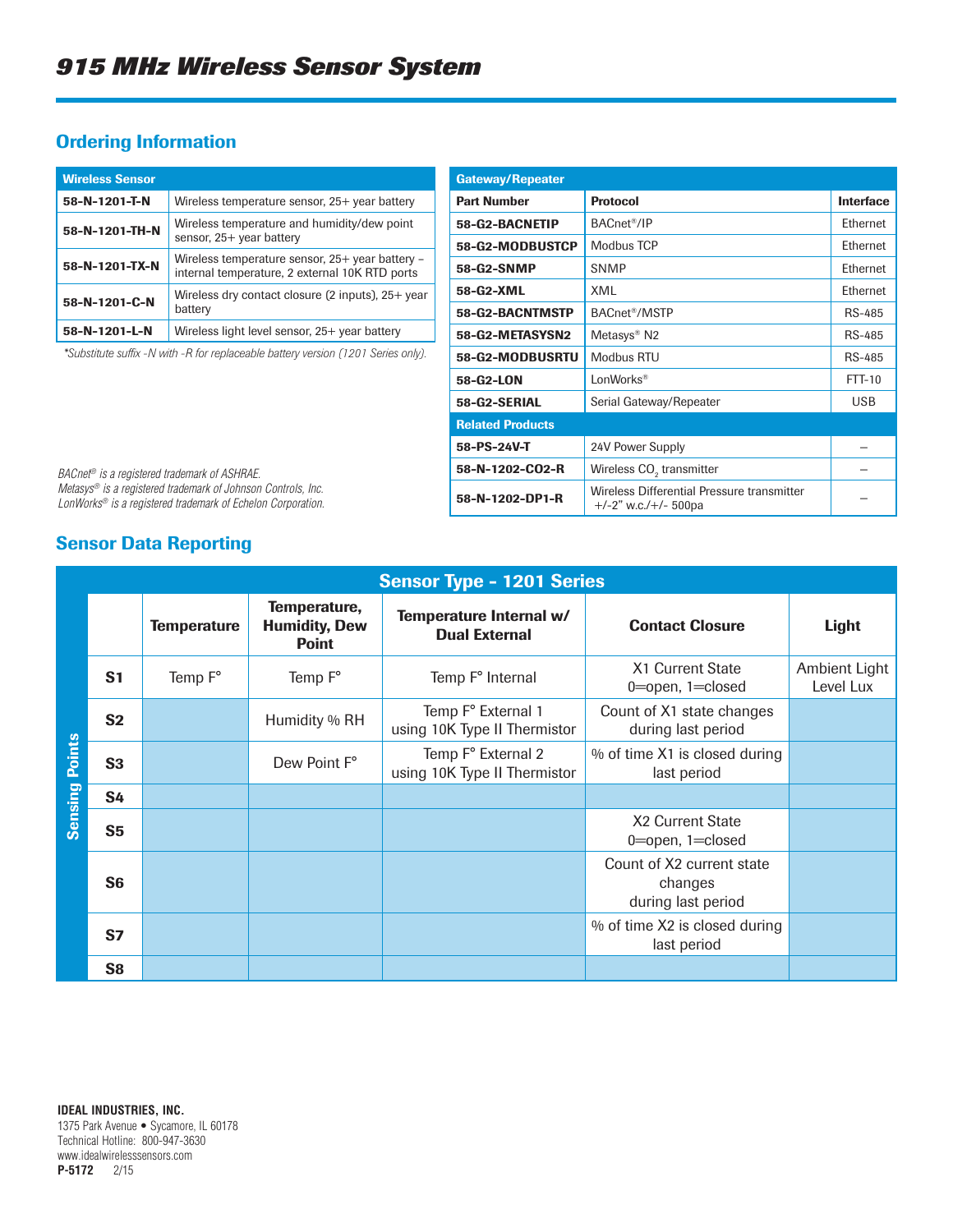# 915 MHz Wireless Sensor System

## Ordering Information

| Wireless Sensor | |
|---|---|
| **58-N-1201-T-N** | Wireless temperature sensor, 25+ year battery |
| **58-N-1201-TH-N** | Wireless temperature and humidity/dew point sensor, 25+ year battery |
| **58-N-1201-TX-N** | Wireless temperature sensor, 25+ year battery – internal temperature, 2 external 10K RTD ports |
| **58-N-1201-C-N** | Wireless dry contact closure (2 inputs), 25+ year battery |
| **58-N-1201-L-N** | Wireless light level sensor, 25+ year battery |

*\*Substitute suffix -N with -R for replaceable battery version (1201 Series only).*

| Gateway/Repeater | | |
|---|---|---|
| **Part Number** | **Protocol** | **Interface** |
| **58-G2-BACNETIP** | BACnet®/IP | Ethernet |
| **58-G2-MODBUSTCP** | Modbus TCP | Ethernet |
| **58-G2-SNMP** | SNMP | Ethernet |
| **58-G2-XML** | XML | Ethernet |
| **58-G2-BACNTMSTP** | BACnet®/MSTP | RS-485 |
| **58-G2-METASYSN2** | Metasys® N2 | RS-485 |
| **58-G2-MODBUSRTU** | Modbus RTU | RS-485 |
| **58-G2-LON** | LonWorks® | FTT-10 |
| **58-G2-SERIAL** | Serial Gateway/Repeater | USB |
| **Related Products** | | |
| **58-PS-24V-T** | 24V Power Supply | – |
| **58-N-1202-CO2-R** | Wireless $CO_2$ transmitter | – |
| **58-N-1202-DP1-R** | Wireless Differential Pressure transmitter +/-2" w.c./+/- 500pa | – |

*BACnet® is a registered trademark of ASHRAE.*
*Metasys® is a registered trademark of Johnson Controls, Inc.*
*LonWorks® is a registered trademark of Echelon Corporation.*

## Sensor Data Reporting

| Sensing Points | Sensor Type - 1201 Series | | | | |
|---|---|---|---|---|---|
| | **Temperature** | **Temperature, Humidity, Dew Point** | **Temperature Internal w/ Dual External** | **Contact Closure** | **Light** |
| **S1** | Temp F° | Temp F° | Temp F° Internal | X1 Current State 0=open, 1=closed | Ambient Light Level Lux |
| **S2** | | Humidity % RH | Temp F° External 1 using 10K Type II Thermistor | Count of X1 state changes during last period | |
| **S3** | | Dew Point F° | Temp F° External 2 using 10K Type II Thermistor | % of time X1 is closed during last period | |
| **S4** | | | | | |
| **S5** | | | | X2 Current State 0=open, 1=closed | |
| **S6** | | | | Count of X2 current state changes during last period | |
| **S7** | | | | % of time X2 is closed during last period | |
| **S8** | | | | | |

**IDEAL INDUSTRIES, INC.**
1375 Park Avenue • Sycamore, IL 60178
Technical Hotline: 800-947-3630
www.idealwirelesssensors.com
**P-5172** 2/15